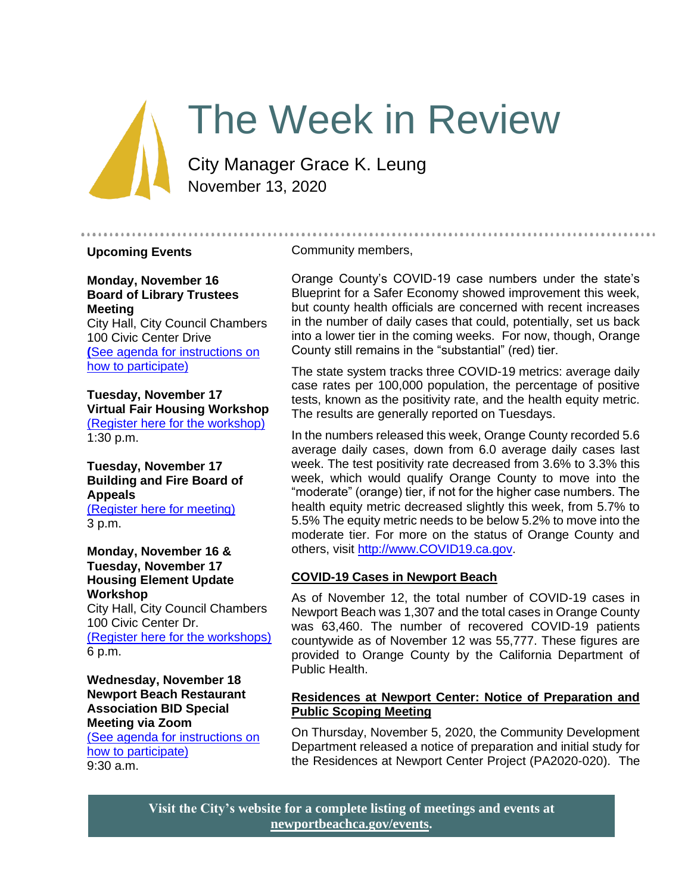# The Week in Review

City Manager Grace K. Leung
November 13, 2020

## Upcoming Events

**Monday, November 16**
**Board of Library Trustees Meeting**
City Hall, City Council Chambers
100 Civic Center Drive
(See agenda for instructions on how to participate)

**Tuesday, November 17**
**Virtual Fair Housing Workshop**
(Register here for the workshop)
1:30 p.m.

**Tuesday, November 17**
**Building and Fire Board of Appeals**
(Register here for meeting)
3 p.m.

**Monday, November 16 & Tuesday, November 17**
**Housing Element Update Workshop**
City Hall, City Council Chambers
100 Civic Center Dr.
(Register here for the workshops)
6 p.m.

**Wednesday, November 18**
**Newport Beach Restaurant Association BID Special Meeting via Zoom**
(See agenda for instructions on how to participate)
9:30 a.m.

**Visit the City's website for a complete listing of meetings and events at newportbeachca.gov/events.**

Community members,

Orange County's COVID-19 case numbers under the state's Blueprint for a Safer Economy showed improvement this week, but county health officials are concerned with recent increases in the number of daily cases that could, potentially, set us back into a lower tier in the coming weeks. For now, though, Orange County still remains in the "substantial" (red) tier.

The state system tracks three COVID-19 metrics: average daily case rates per 100,000 population, the percentage of positive tests, known as the positivity rate, and the health equity metric. The results are generally reported on Tuesdays.

In the numbers released this week, Orange County recorded 5.6 average daily cases, down from 6.0 average daily cases last week. The test positivity rate decreased from 3.6% to 3.3% this week, which would qualify Orange County to move into the "moderate" (orange) tier, if not for the higher case numbers. The health equity metric decreased slightly this week, from 5.7% to 5.5% The equity metric needs to be below 5.2% to move into the moderate tier. For more on the status of Orange County and others, visit http://www.COVID19.ca.gov.

## COVID-19 Cases in Newport Beach

As of November 12, the total number of COVID-19 cases in Newport Beach was 1,307 and the total cases in Orange County was 63,460. The number of recovered COVID-19 patients countywide as of November 12 was 55,777. These figures are provided to Orange County by the California Department of Public Health.

## Residences at Newport Center: Notice of Preparation and Public Scoping Meeting

On Thursday, November 5, 2020, the Community Development Department released a notice of preparation and initial study for the Residences at Newport Center Project (PA2020-020). The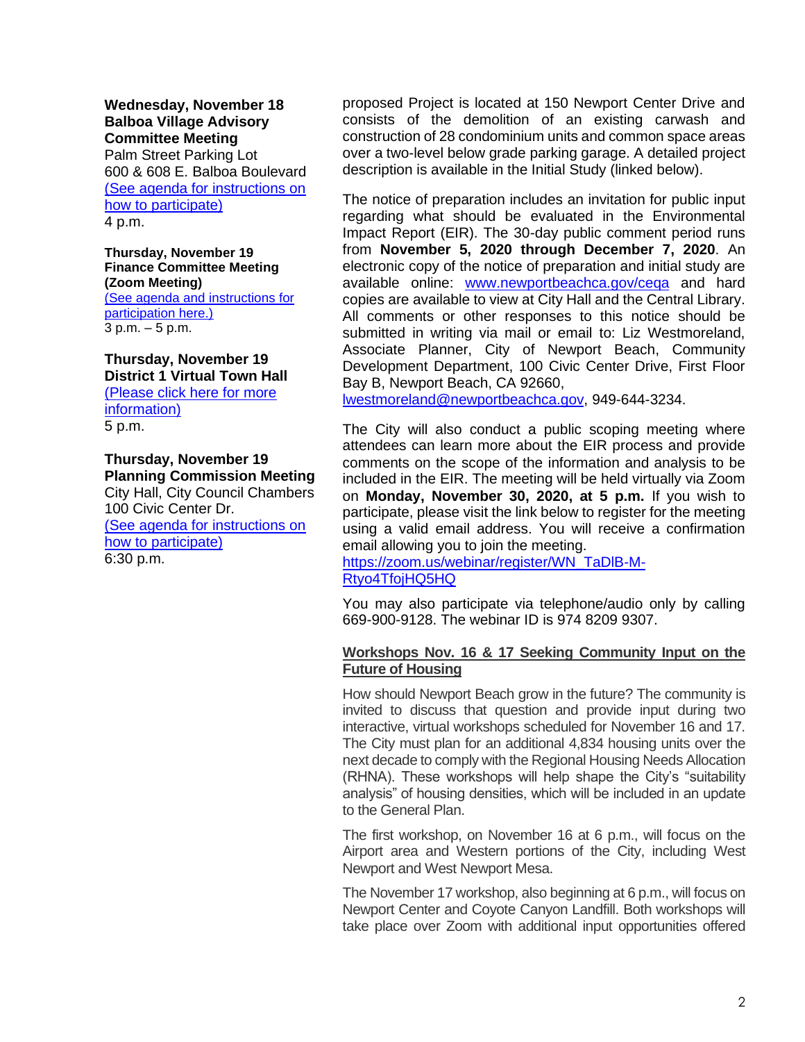**Wednesday, November 18**
**Balboa Village Advisory Committee Meeting**
Palm Street Parking Lot
600 & 608 E. Balboa Boulevard
(See agenda for instructions on how to participate)
4 p.m.

**Thursday, November 19**
**Finance Committee Meeting (Zoom Meeting)**
(See agenda and instructions for participation here.)
3 p.m. – 5 p.m.

**Thursday, November 19**
**District 1 Virtual Town Hall**
(Please click here for more information)
5 p.m.

**Thursday, November 19**
**Planning Commission Meeting**
City Hall, City Council Chambers
100 Civic Center Dr.
(See agenda for instructions on how to participate)
6:30 p.m.

proposed Project is located at 150 Newport Center Drive and consists of the demolition of an existing carwash and construction of 28 condominium units and common space areas over a two-level below grade parking garage. A detailed project description is available in the Initial Study (linked below).

The notice of preparation includes an invitation for public input regarding what should be evaluated in the Environmental Impact Report (EIR). The 30-day public comment period runs from **November 5, 2020 through December 7, 2020**. An electronic copy of the notice of preparation and initial study are available online: www.newportbeachca.gov/ceqa and hard copies are available to view at City Hall and the Central Library. All comments or other responses to this notice should be submitted in writing via mail or email to: Liz Westmoreland, Associate Planner, City of Newport Beach, Community Development Department, 100 Civic Center Drive, First Floor Bay B, Newport Beach, CA 92660, lwestmoreland@newportbeachca.gov, 949-644-3234.

The City will also conduct a public scoping meeting where attendees can learn more about the EIR process and provide comments on the scope of the information and analysis to be included in the EIR. The meeting will be held virtually via Zoom on **Monday, November 30, 2020, at 5 p.m.** If you wish to participate, please visit the link below to register for the meeting using a valid email address. You will receive a confirmation email allowing you to join the meeting.
https://zoom.us/webinar/register/WN_TaDlB-M-Rtyo4TfojHQ5HQ

You may also participate via telephone/audio only by calling 669-900-9128. The webinar ID is 974 8209 9307.

### Workshops Nov. 16 & 17 Seeking Community Input on the Future of Housing

How should Newport Beach grow in the future? The community is invited to discuss that question and provide input during two interactive, virtual workshops scheduled for November 16 and 17. The City must plan for an additional 4,834 housing units over the next decade to comply with the Regional Housing Needs Allocation (RHNA). These workshops will help shape the City's "suitability analysis" of housing densities, which will be included in an update to the General Plan.

The first workshop, on November 16 at 6 p.m., will focus on the Airport area and Western portions of the City, including West Newport and West Newport Mesa.

The November 17 workshop, also beginning at 6 p.m., will focus on Newport Center and Coyote Canyon Landfill. Both workshops will take place over Zoom with additional input opportunities offered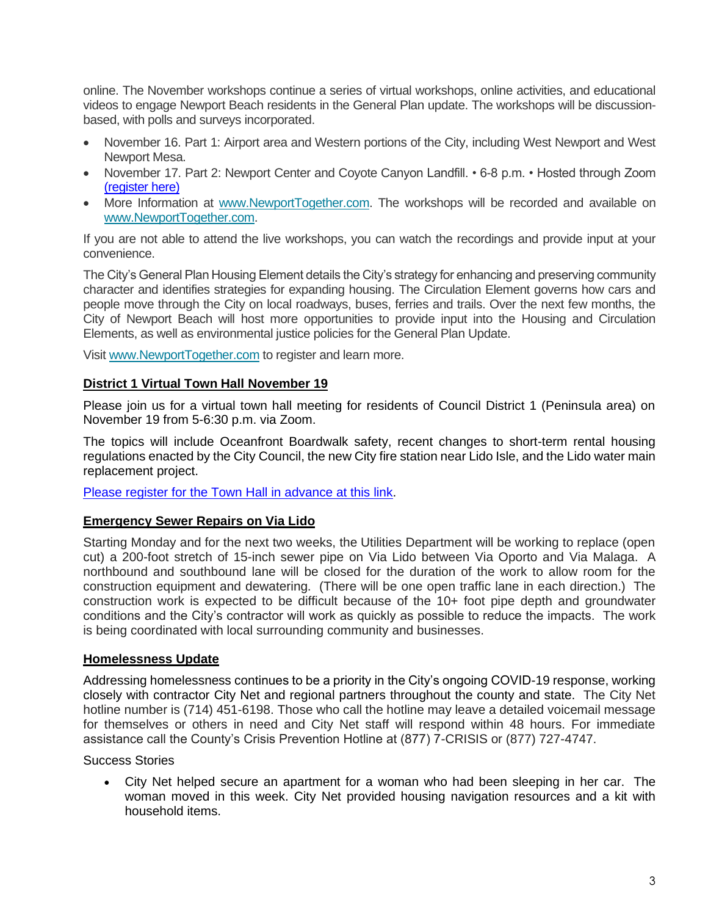online. The November workshops continue a series of virtual workshops, online activities, and educational videos to engage Newport Beach residents in the General Plan update. The workshops will be discussion-based, with polls and surveys incorporated.

- November 16. Part 1: Airport area and Western portions of the City, including West Newport and West Newport Mesa.
- November 17. Part 2: Newport Center and Coyote Canyon Landfill. • 6-8 p.m. • Hosted through Zoom [(register here)]
- More Information at www.NewportTogether.com. The workshops will be recorded and available on www.NewportTogether.com.

If you are not able to attend the live workshops, you can watch the recordings and provide input at your convenience.

The City's General Plan Housing Element details the City's strategy for enhancing and preserving community character and identifies strategies for expanding housing. The Circulation Element governs how cars and people move through the City on local roadways, buses, ferries and trails. Over the next few months, the City of Newport Beach will host more opportunities to provide input into the Housing and Circulation Elements, as well as environmental justice policies for the General Plan Update.

Visit www.NewportTogether.com to register and learn more.

## District 1 Virtual Town Hall November 19

Please join us for a virtual town hall meeting for residents of Council District 1 (Peninsula area) on November 19 from 5-6:30 p.m. via Zoom.

The topics will include Oceanfront Boardwalk safety, recent changes to short-term rental housing regulations enacted by the City Council, the new City fire station near Lido Isle, and the Lido water main replacement project.

Please register for the Town Hall in advance at this link.

## Emergency Sewer Repairs on Via Lido

Starting Monday and for the next two weeks, the Utilities Department will be working to replace (open cut) a 200-foot stretch of 15-inch sewer pipe on Via Lido between Via Oporto and Via Malaga. A northbound and southbound lane will be closed for the duration of the work to allow room for the construction equipment and dewatering. (There will be one open traffic lane in each direction.) The construction work is expected to be difficult because of the 10+ foot pipe depth and groundwater conditions and the City's contractor will work as quickly as possible to reduce the impacts. The work is being coordinated with local surrounding community and businesses.

## Homelessness Update

Addressing homelessness continues to be a priority in the City's ongoing COVID-19 response, working closely with contractor City Net and regional partners throughout the county and state. The City Net hotline number is (714) 451-6198. Those who call the hotline may leave a detailed voicemail message for themselves or others in need and City Net staff will respond within 48 hours. For immediate assistance call the County's Crisis Prevention Hotline at (877) 7-CRISIS or (877) 727-4747.

Success Stories

- City Net helped secure an apartment for a woman who had been sleeping in her car. The woman moved in this week. City Net provided housing navigation resources and a kit with household items.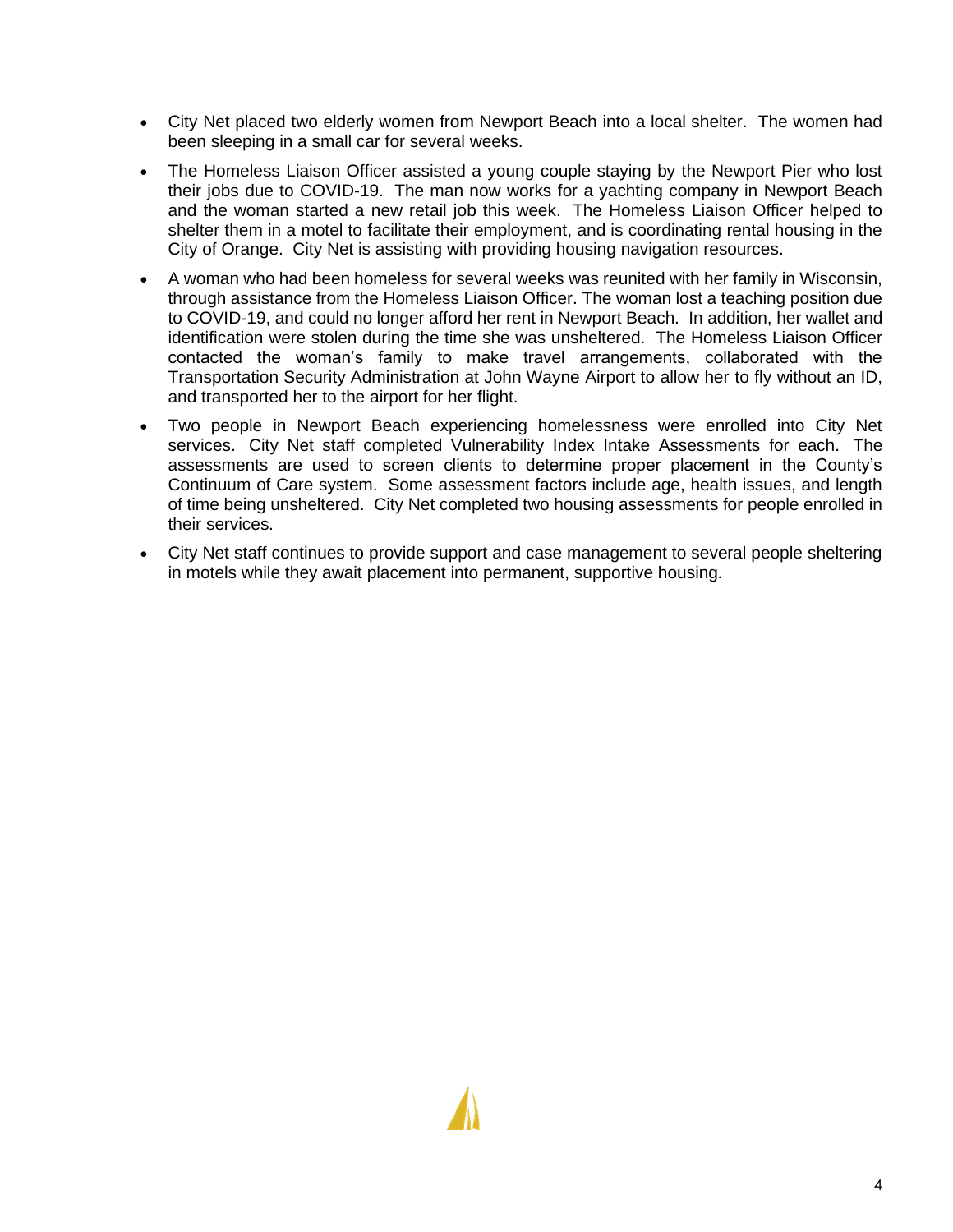- City Net placed two elderly women from Newport Beach into a local shelter. The women had been sleeping in a small car for several weeks.
- The Homeless Liaison Officer assisted a young couple staying by the Newport Pier who lost their jobs due to COVID-19. The man now works for a yachting company in Newport Beach and the woman started a new retail job this week. The Homeless Liaison Officer helped to shelter them in a motel to facilitate their employment, and is coordinating rental housing in the City of Orange. City Net is assisting with providing housing navigation resources.
- A woman who had been homeless for several weeks was reunited with her family in Wisconsin, through assistance from the Homeless Liaison Officer. The woman lost a teaching position due to COVID-19, and could no longer afford her rent in Newport Beach. In addition, her wallet and identification were stolen during the time she was unsheltered. The Homeless Liaison Officer contacted the woman's family to make travel arrangements, collaborated with the Transportation Security Administration at John Wayne Airport to allow her to fly without an ID, and transported her to the airport for her flight.
- Two people in Newport Beach experiencing homelessness were enrolled into City Net services. City Net staff completed Vulnerability Index Intake Assessments for each. The assessments are used to screen clients to determine proper placement in the County's Continuum of Care system. Some assessment factors include age, health issues, and length of time being unsheltered. City Net completed two housing assessments for people enrolled in their services.
- City Net staff continues to provide support and case management to several people sheltering in motels while they await placement into permanent, supportive housing.